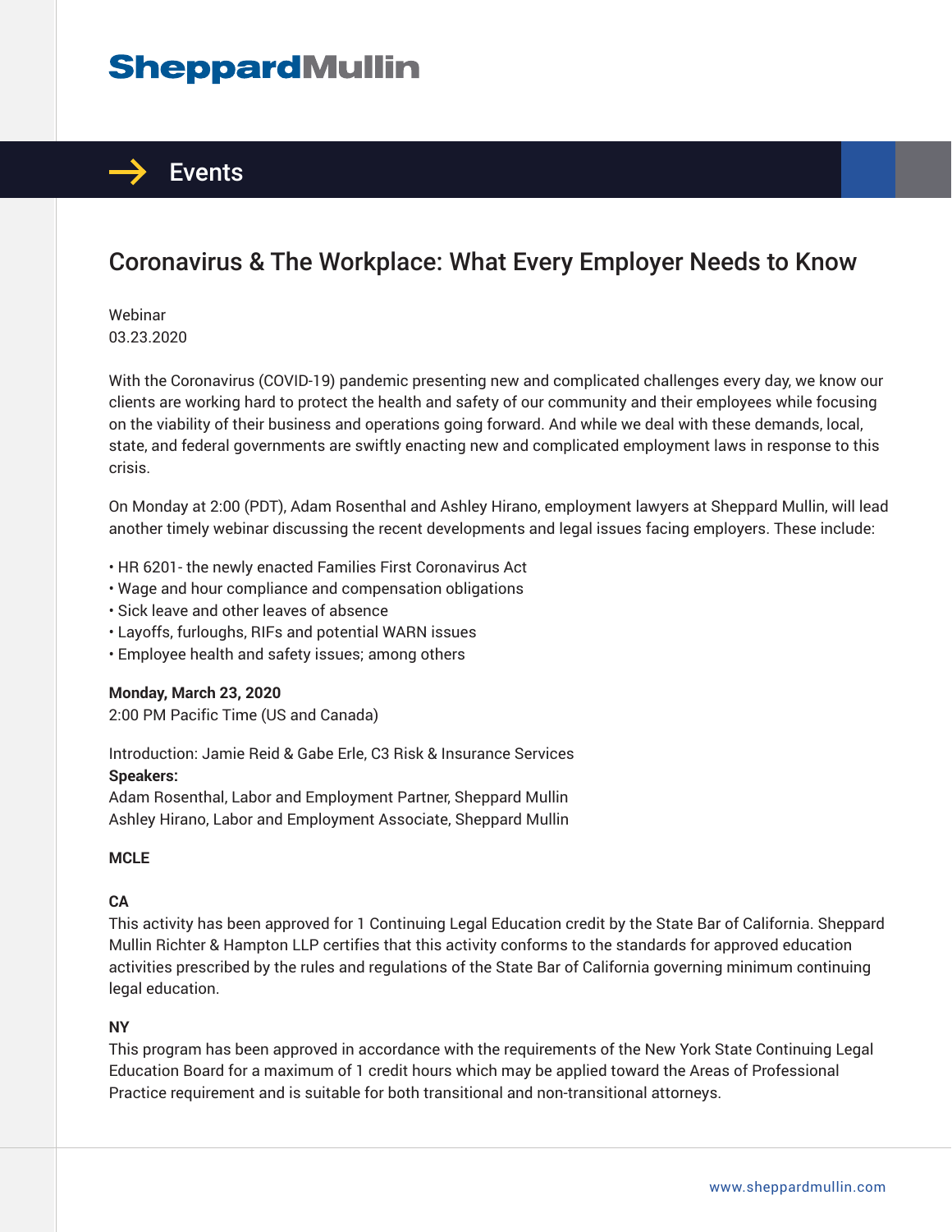# SheppardMullin

## Events

# Coronavirus & The Workplace: What Every Employer Needs to Know

Webinar
03.23.2020

With the Coronavirus (COVID-19) pandemic presenting new and complicated challenges every day, we know our clients are working hard to protect the health and safety of our community and their employees while focusing on the viability of their business and operations going forward. And while we deal with these demands, local, state, and federal governments are swiftly enacting new and complicated employment laws in response to this crisis.

On Monday at 2:00 (PDT), Adam Rosenthal and Ashley Hirano, employment lawyers at Sheppard Mullin, will lead another timely webinar discussing the recent developments and legal issues facing employers. These include:

- HR 6201- the newly enacted Families First Coronavirus Act
- Wage and hour compliance and compensation obligations
- Sick leave and other leaves of absence
- Layoffs, furloughs, RIFs and potential WARN issues
- Employee health and safety issues; among others

**Monday, March 23, 2020**
2:00 PM Pacific Time (US and Canada)

Introduction: Jamie Reid & Gabe Erle, C3 Risk & Insurance Services
**Speakers:**
Adam Rosenthal, Labor and Employment Partner, Sheppard Mullin
Ashley Hirano, Labor and Employment Associate, Sheppard Mullin

**MCLE**

**CA**
This activity has been approved for 1 Continuing Legal Education credit by the State Bar of California. Sheppard Mullin Richter & Hampton LLP certifies that this activity conforms to the standards for approved education activities prescribed by the rules and regulations of the State Bar of California governing minimum continuing legal education.

**NY**
This program has been approved in accordance with the requirements of the New York State Continuing Legal Education Board for a maximum of 1 credit hours which may be applied toward the Areas of Professional Practice requirement and is suitable for both transitional and non-transitional attorneys.

www.sheppardmullin.com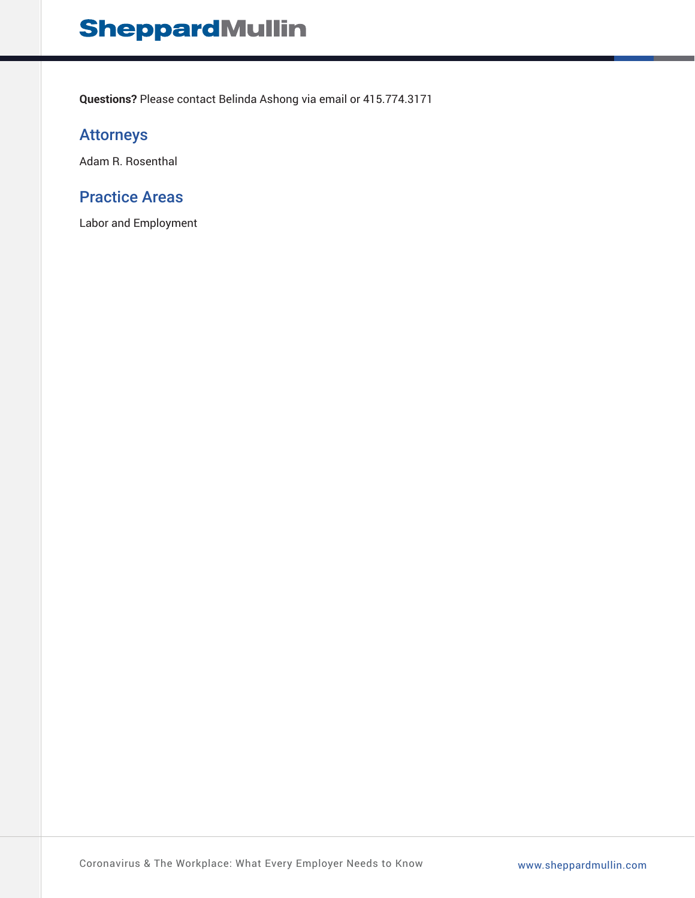**Questions?** Please contact Belinda Ashong via email or 415.774.3171

## Attorneys

Adam R. Rosenthal

## Practice Areas

Labor and Employment